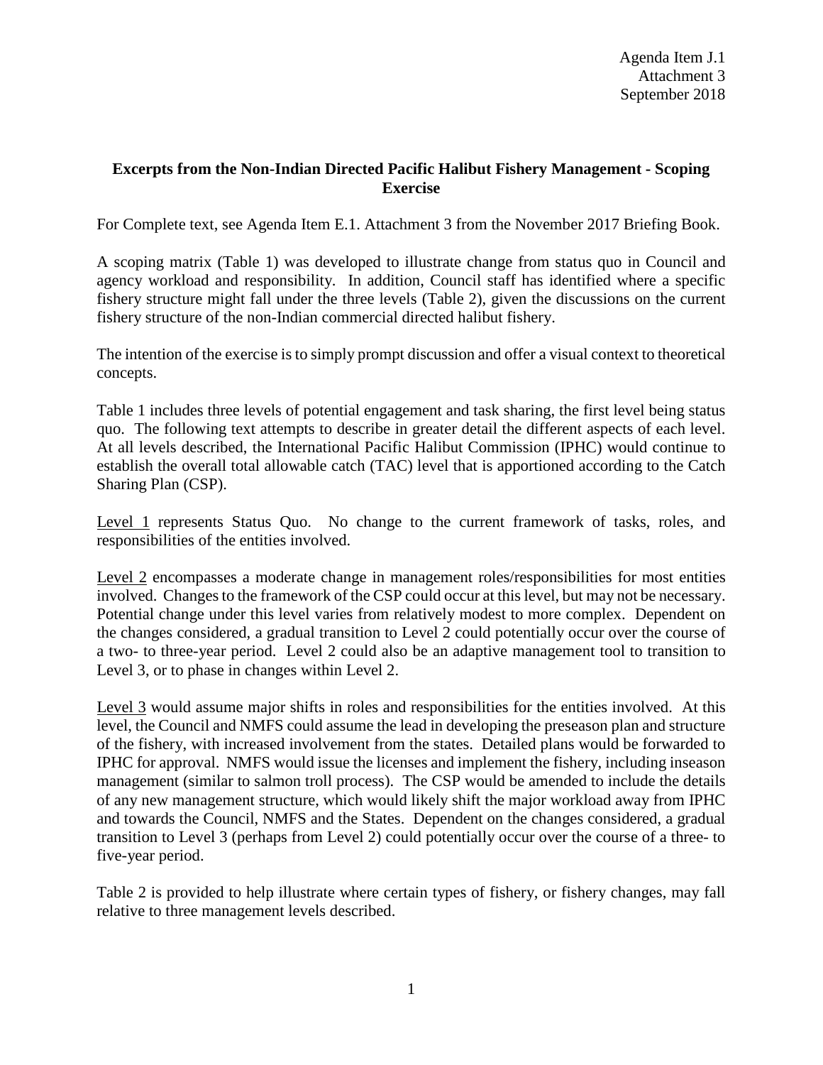Agenda Item J.1
Attachment 3
September 2018

**Excerpts from the Non-Indian Directed Pacific Halibut Fishery Management - Scoping Exercise**

For Complete text, see Agenda Item E.1. Attachment 3 from the November 2017 Briefing Book.

A scoping matrix (Table 1) was developed to illustrate change from status quo in Council and agency workload and responsibility. In addition, Council staff has identified where a specific fishery structure might fall under the three levels (Table 2), given the discussions on the current fishery structure of the non-Indian commercial directed halibut fishery.

The intention of the exercise is to simply prompt discussion and offer a visual context to theoretical concepts.

Table 1 includes three levels of potential engagement and task sharing, the first level being status quo. The following text attempts to describe in greater detail the different aspects of each level. At all levels described, the International Pacific Halibut Commission (IPHC) would continue to establish the overall total allowable catch (TAC) level that is apportioned according to the Catch Sharing Plan (CSP).

Level 1 represents Status Quo. No change to the current framework of tasks, roles, and responsibilities of the entities involved.

Level 2 encompasses a moderate change in management roles/responsibilities for most entities involved. Changes to the framework of the CSP could occur at this level, but may not be necessary. Potential change under this level varies from relatively modest to more complex. Dependent on the changes considered, a gradual transition to Level 2 could potentially occur over the course of a two- to three-year period. Level 2 could also be an adaptive management tool to transition to Level 3, or to phase in changes within Level 2.

Level 3 would assume major shifts in roles and responsibilities for the entities involved. At this level, the Council and NMFS could assume the lead in developing the preseason plan and structure of the fishery, with increased involvement from the states. Detailed plans would be forwarded to IPHC for approval. NMFS would issue the licenses and implement the fishery, including inseason management (similar to salmon troll process). The CSP would be amended to include the details of any new management structure, which would likely shift the major workload away from IPHC and towards the Council, NMFS and the States. Dependent on the changes considered, a gradual transition to Level 3 (perhaps from Level 2) could potentially occur over the course of a three- to five-year period.

Table 2 is provided to help illustrate where certain types of fishery, or fishery changes, may fall relative to three management levels described.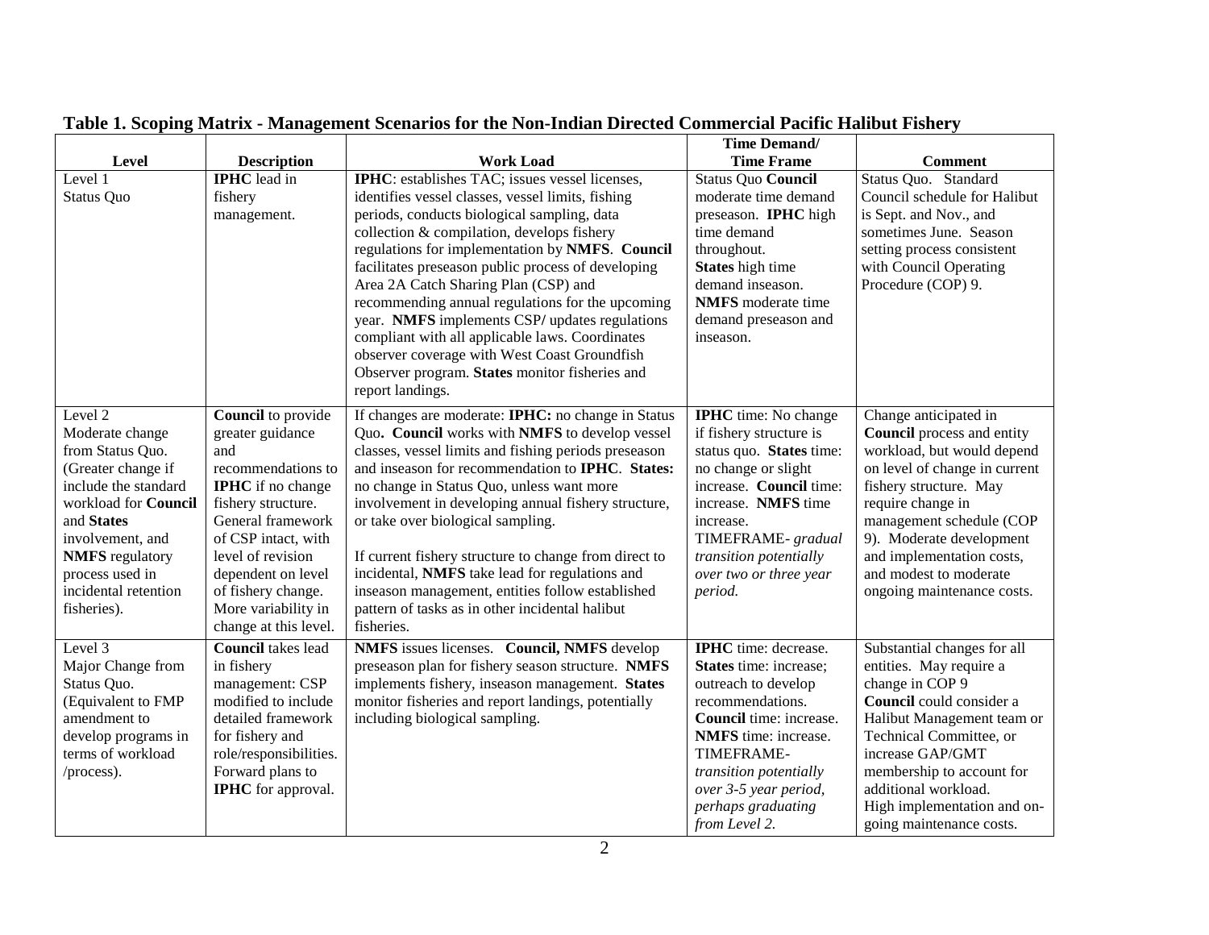**Table 1. Scoping Matrix - Management Scenarios for the Non-Indian Directed Commercial Pacific Halibut Fishery**

| Level | Description | Work Load | Time Demand/ Time Frame | Comment |
|---|---|---|---|---|
| Level 1 Status Quo | **IPHC** lead in fishery management. | **IPHC**: establishes TAC; issues vessel licenses, identifies vessel classes, vessel limits, fishing periods, conducts biological sampling, data collection & compilation, develops fishery regulations for implementation by **NMFS**. **Council** facilitates preseason public process of developing Area 2A Catch Sharing Plan (CSP) and recommending annual regulations for the upcoming year. **NMFS** implements CSP/ updates regulations compliant with all applicable laws. Coordinates observer coverage with West Coast Groundfish Observer program. **States** monitor fisheries and report landings. | Status Quo **Council** moderate time demand preseason. **IPHC** high time demand throughout. **States** high time demand inseason. **NMFS** moderate time demand preseason and inseason. | Status Quo. Standard Council schedule for Halibut is Sept. and Nov., and sometimes June. Season setting process consistent with Council Operating Procedure (COP) 9. |
| Level 2 Moderate change from Status Quo. (Greater change if include the standard workload for **Council** and **States** involvement, and **NMFS** regulatory process used in incidental retention fisheries). | **Council** to provide greater guidance and recommendations to **IPHC** if no change fishery structure. General framework of CSP intact, with level of revision dependent on level of fishery change. More variability in change at this level. | If changes are moderate: **IPHC:** no change in Status Quo**. Council** works with **NMFS** to develop vessel classes, vessel limits and fishing periods preseason and inseason for recommendation to **IPHC**. **States:** no change in Status Quo, unless want more involvement in developing annual fishery structure, or take over biological sampling.<br><br>If current fishery structure to change from direct to incidental, **NMFS** take lead for regulations and inseason management, entities follow established pattern of tasks as in other incidental halibut fisheries. | **IPHC** time: No change if fishery structure is status quo. **States** time: no change or slight increase. **Council** time: increase. **NMFS** time increase. TIMEFRAME- *gradual transition potentially over two or three year period.* | Change anticipated in **Council** process and entity workload, but would depend on level of change in current fishery structure. May require change in management schedule (COP 9). Moderate development and implementation costs, and modest to moderate ongoing maintenance costs. |
| Level 3 Major Change from Status Quo. (Equivalent to FMP amendment to develop programs in terms of workload /process). | **Council** takes lead in fishery management: CSP modified to include detailed framework for fishery and role/responsibilities. Forward plans to **IPHC** for approval. | **NMFS** issues licenses. **Council, NMFS** develop preseason plan for fishery season structure. **NMFS** implements fishery, inseason management. **States** monitor fisheries and report landings, potentially including biological sampling. | **IPHC** time: decrease. **States** time: increase; outreach to develop recommendations. **Council** time: increase. **NMFS** time: increase. TIMEFRAME- *transition potentially over 3-5 year period, perhaps graduating from Level 2.* | Substantial changes for all entities. May require a change in COP 9 **Council** could consider a Halibut Management team or Technical Committee, or increase GAP/GMT membership to account for additional workload. High implementation and on-going maintenance costs. |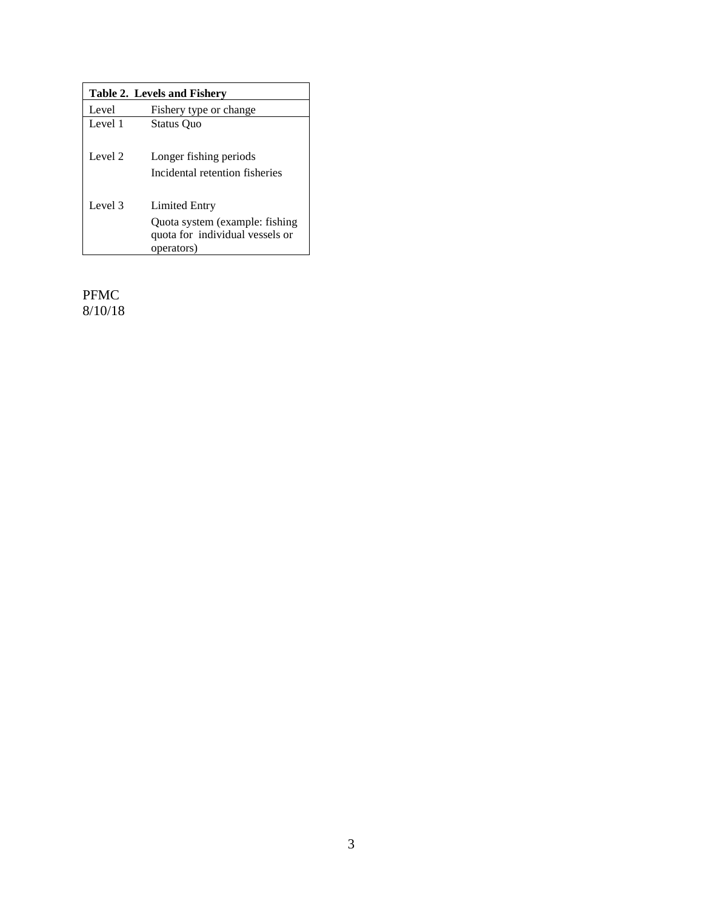**Table 2. Levels and Fishery**

| Level | Fishery type or change |
| --- | --- |
| Level 1 | Status Quo |
| Level 2 | Longer fishing periods |
| | Incidental retention fisheries |
| Level 3 | Limited Entry |
| | Quota system (example: fishing quota for individual vessels or operators) |

PFMC
8/10/18